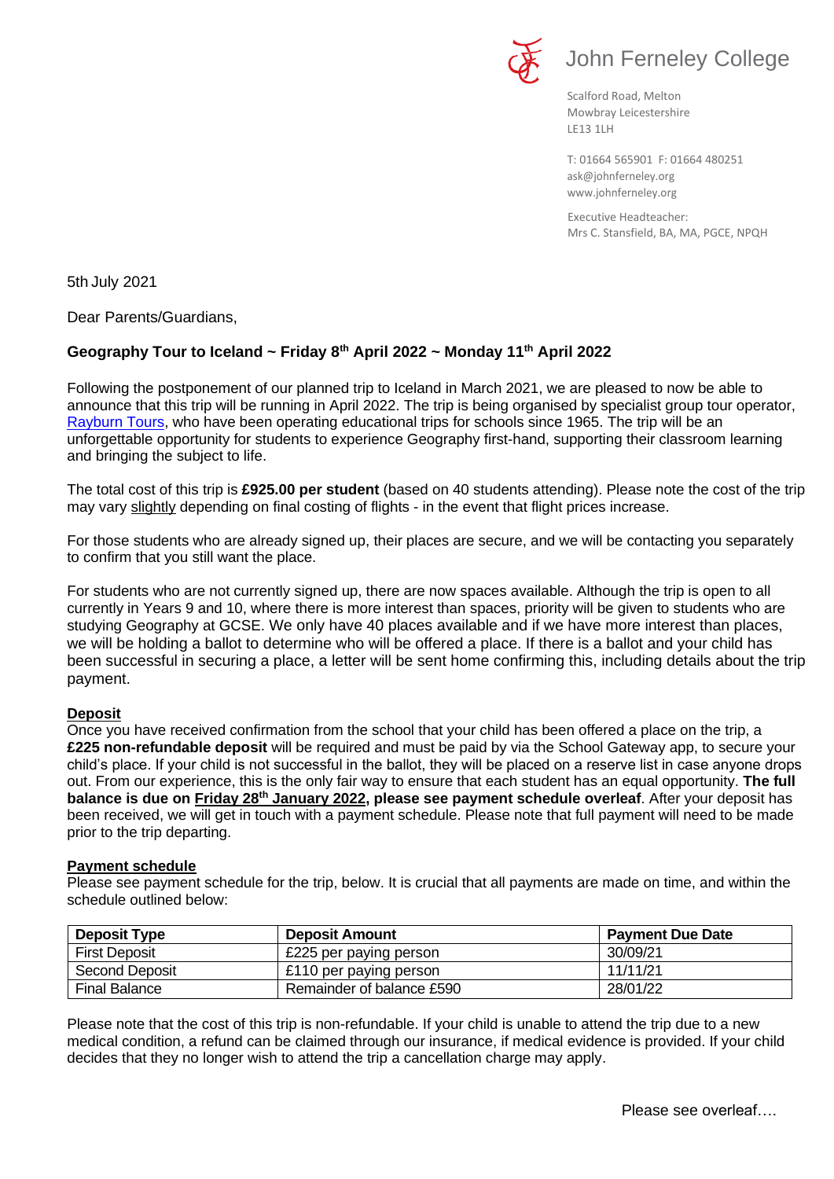John Ferneley College

Scalford Road, Melton
Mowbray Leicestershire
LE13 1LH

T: 01664 565901 F: 01664 480251
ask@johnferneley.org
www.johnferneley.org

Executive Headteacher:
Mrs C. Stansfield, BA, MA, PGCE, NPQH

5th July 2021

Dear Parents/Guardians,

**Geography Tour to Iceland ~ Friday 8th April 2022 ~ Monday 11th April 2022**

Following the postponement of our planned trip to Iceland in March 2021, we are pleased to now be able to announce that this trip will be running in April 2022. The trip is being organised by specialist group tour operator, Rayburn Tours, who have been operating educational trips for schools since 1965. The trip will be an unforgettable opportunity for students to experience Geography first-hand, supporting their classroom learning and bringing the subject to life.

The total cost of this trip is **£925.00 per student** (based on 40 students attending). Please note the cost of the trip may vary slightly depending on final costing of flights - in the event that flight prices increase.

For those students who are already signed up, their places are secure, and we will be contacting you separately to confirm that you still want the place.

For students who are not currently signed up, there are now spaces available. Although the trip is open to all currently in Years 9 and 10, where there is more interest than spaces, priority will be given to students who are studying Geography at GCSE. We only have 40 places available and if we have more interest than places, we will be holding a ballot to determine who will be offered a place. If there is a ballot and your child has been successful in securing a place, a letter will be sent home confirming this, including details about the trip payment.

**Deposit**

Once you have received confirmation from the school that your child has been offered a place on the trip, a **£225 non-refundable deposit** will be required and must be paid by via the School Gateway app, to secure your child's place. If your child is not successful in the ballot, they will be placed on a reserve list in case anyone drops out. From our experience, this is the only fair way to ensure that each student has an equal opportunity. **The full balance is due on Friday 28th January 2022, please see payment schedule overleaf**. After your deposit has been received, we will get in touch with a payment schedule. Please note that full payment will need to be made prior to the trip departing.

**Payment schedule**

Please see payment schedule for the trip, below. It is crucial that all payments are made on time, and within the schedule outlined below:

| Deposit Type | Deposit Amount | Payment Due Date |
|---|---|---|
| First Deposit | £225 per paying person | 30/09/21 |
| Second Deposit | £110 per paying person | 11/11/21 |
| Final Balance | Remainder of balance £590 | 28/01/22 |

Please note that the cost of this trip is non-refundable. If your child is unable to attend the trip due to a new medical condition, a refund can be claimed through our insurance, if medical evidence is provided. If your child decides that they no longer wish to attend the trip a cancellation charge may apply.

Please see overleaf….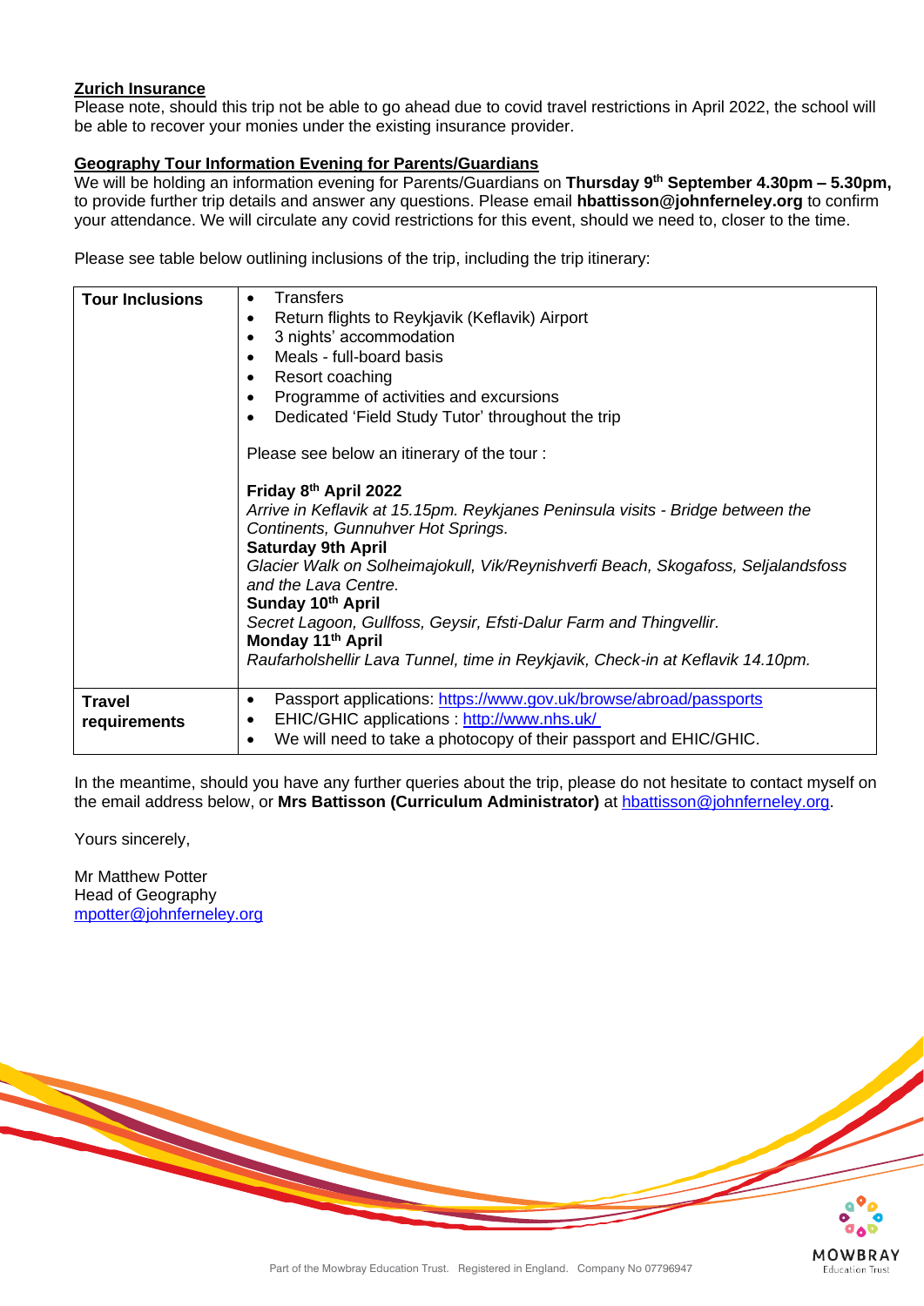**Zurich Insurance**

Please note, should this trip not be able to go ahead due to covid travel restrictions in April 2022, the school will be able to recover your monies under the existing insurance provider.

**Geography Tour Information Evening for Parents/Guardians**

We will be holding an information evening for Parents/Guardians on **Thursday 9th September 4.30pm – 5.30pm,** to provide further trip details and answer any questions. Please email **hbattisson@johnferneley.org** to confirm your attendance. We will circulate any covid restrictions for this event, should we need to, closer to the time.

Please see table below outlining inclusions of the trip, including the trip itinerary:

| | |
|---|---|
| **Tour Inclusions** | • Transfers<br>• Return flights to Reykjavik (Keflavik) Airport<br>• 3 nights' accommodation<br>• Meals - full-board basis<br>• Resort coaching<br>• Programme of activities and excursions<br>• Dedicated 'Field Study Tutor' throughout the trip<br><br>Please see below an itinerary of the tour :<br><br>**Friday 8th April 2022**<br>*Arrive in Keflavik at 15.15pm. Reykjanes Peninsula visits - Bridge between the Continents, Gunnuhver Hot Springs.*<br>**Saturday 9th April**<br>*Glacier Walk on Solheimajokull, Vik/Reynishverfi Beach, Skogafoss, Seljalandsfoss and the Lava Centre.*<br>**Sunday 10th April**<br>*Secret Lagoon, Gullfoss, Geysir, Efsti-Dalur Farm and Thingvellir.*<br>**Monday 11th April**<br>*Raufarholshellir Lava Tunnel, time in Reykjavik, Check-in at Keflavik 14.10pm.* |
| **Travel requirements** | • Passport applications: https://www.gov.uk/browse/abroad/passports<br>• EHIC/GHIC applications : http://www.nhs.uk/<br>• We will need to take a photocopy of their passport and EHIC/GHIC. |

In the meantime, should you have any further queries about the trip, please do not hesitate to contact myself on the email address below, or **Mrs Battisson (Curriculum Administrator)** at hbattisson@johnferneley.org.

Yours sincerely,

Mr Matthew Potter
Head of Geography
mpotter@johnferneley.org

Part of the Mowbray Education Trust. Registered in England. Company No 07796947

MOWBRAY Education Trust